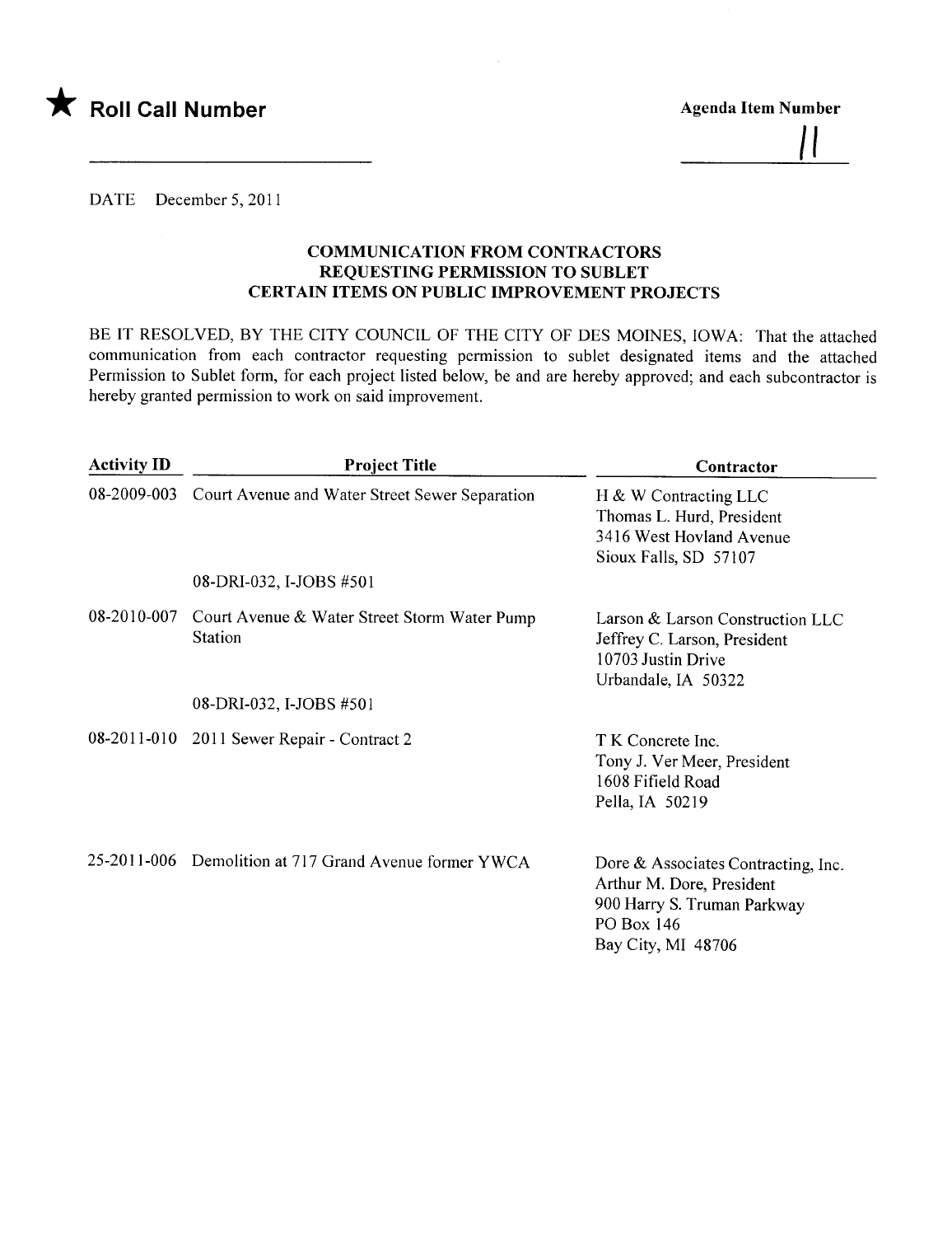★ **Roll Call Number**

**Agenda Item Number**

11

DATE December 5, 2011

### COMMUNICATION FROM CONTRACTORS REQUESTING PERMISSION TO SUBLET CERTAIN ITEMS ON PUBLIC IMPROVEMENT PROJECTS

BE IT RESOLVED, BY THE CITY COUNCIL OF THE CITY OF DES MOINES, IOWA: That the attached communication from each contractor requesting permission to sublet designated items and the attached Permission to Sublet form, for each project listed below, be and are hereby approved; and each subcontractor is hereby granted permission to work on said improvement.

| Activity ID | Project Title | Contractor |
|---|---|---|
| 08-2009-003 | Court Avenue and Water Street Sewer Separation<br><br>08-DRI-032, I-JOBS #501 | H & W Contracting LLC<br>Thomas L. Hurd, President<br>3416 West Hovland Avenue<br>Sioux Falls, SD 57107 |
| 08-2010-007 | Court Avenue & Water Street Storm Water Pump Station<br><br>08-DRI-032, I-JOBS #501 | Larson & Larson Construction LLC<br>Jeffrey C. Larson, President<br>10703 Justin Drive<br>Urbandale, IA 50322 |
| 08-2011-010 | 2011 Sewer Repair - Contract 2 | T K Concrete Inc.<br>Tony J. Ver Meer, President<br>1608 Fifield Road<br>Pella, IA 50219 |
| 25-2011-006 | Demolition at 717 Grand Avenue former YWCA | Dore & Associates Contracting, Inc.<br>Arthur M. Dore, President<br>900 Harry S. Truman Parkway<br>PO Box 146<br>Bay City, MI 48706 |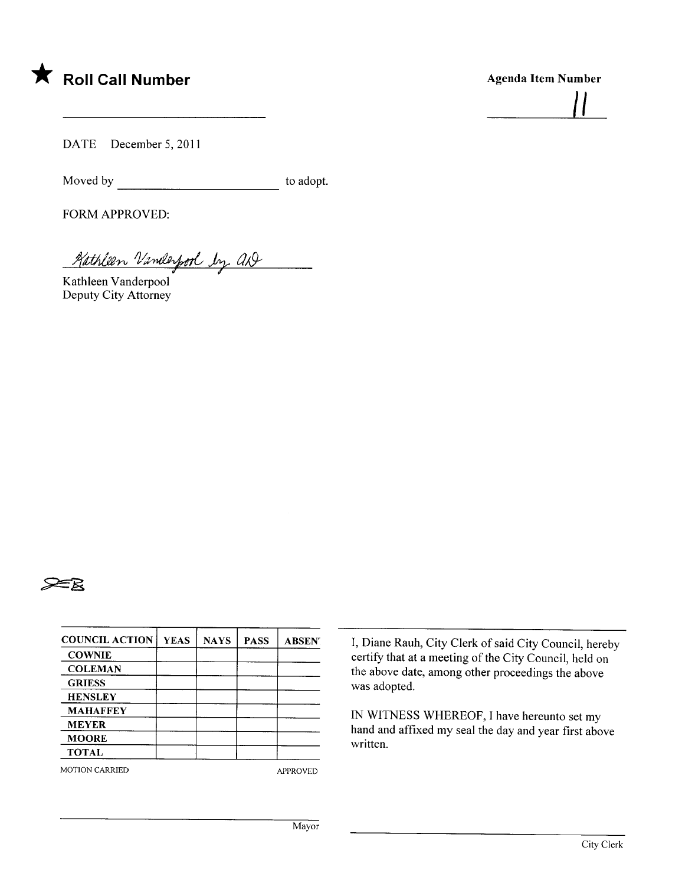★ **Roll Call Number**

______________________

**Agenda Item Number**

11

DATE December 5, 2011

Moved by ______________________ to adopt.

FORM APPROVED:

Kathleen Vanderpool by ad

Kathleen Vanderpool
Deputy City Attorney

| COUNCIL ACTION | YEAS | NAYS | PASS | ABSENT |
| --- | --- | --- | --- | --- |
| COWNIE | | | | |
| COLEMAN | | | | |
| GRIESS | | | | |
| HENSLEY | | | | |
| MAHAFFEY | | | | |
| MEYER | | | | |
| MOORE | | | | |
| TOTAL | | | | |

MOTION CARRIED APPROVED

______________________
Mayor

I, Diane Rauh, City Clerk of said City Council, hereby certify that at a meeting of the City Council, held on the above date, among other proceedings the above was adopted.

IN WITNESS WHEREOF, I have hereunto set my hand and affixed my seal the day and year first above written.

______________________
City Clerk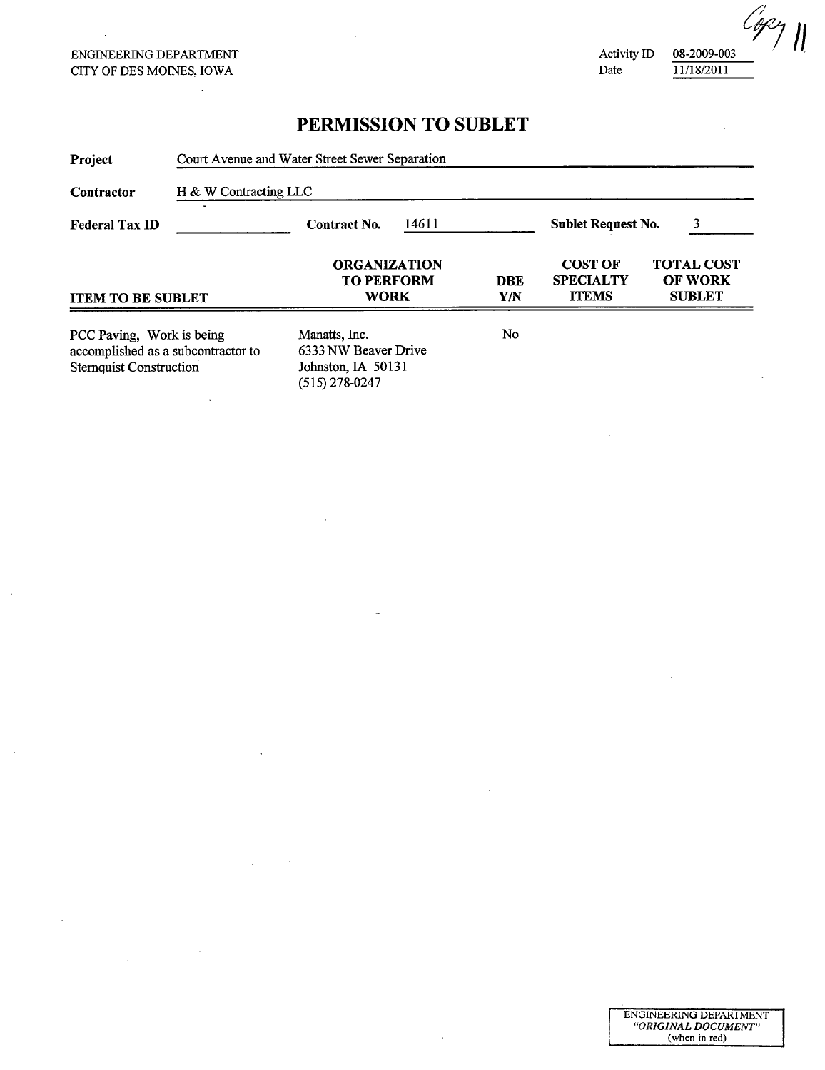ENGINEERING DEPARTMENT
CITY OF DES MOINES, IOWA

Activity ID 08-2009-003
Date 11/18/2011

Copy 11

# PERMISSION TO SUBLET

**Project** Court Avenue and Water Street Sewer Separation

**Contractor** H & W Contracting LLC

**Federal Tax ID** ______ **Contract No.** 14611 **Sublet Request No.** 3

| ITEM TO BE SUBLET | ORGANIZATION TO PERFORM WORK | DBE Y/N | COST OF SPECIALTY ITEMS | TOTAL COST OF WORK SUBLET |
|---|---|---|---|---|
| PCC Paving, Work is being accomplished as a subcontractor to Sternquist Construction | Manatts, Inc. 6333 NW Beaver Drive Johnston, IA 50131 (515) 278-0247 | No | | |

ENGINEERING DEPARTMENT
*"ORIGINAL DOCUMENT"*
(when in red)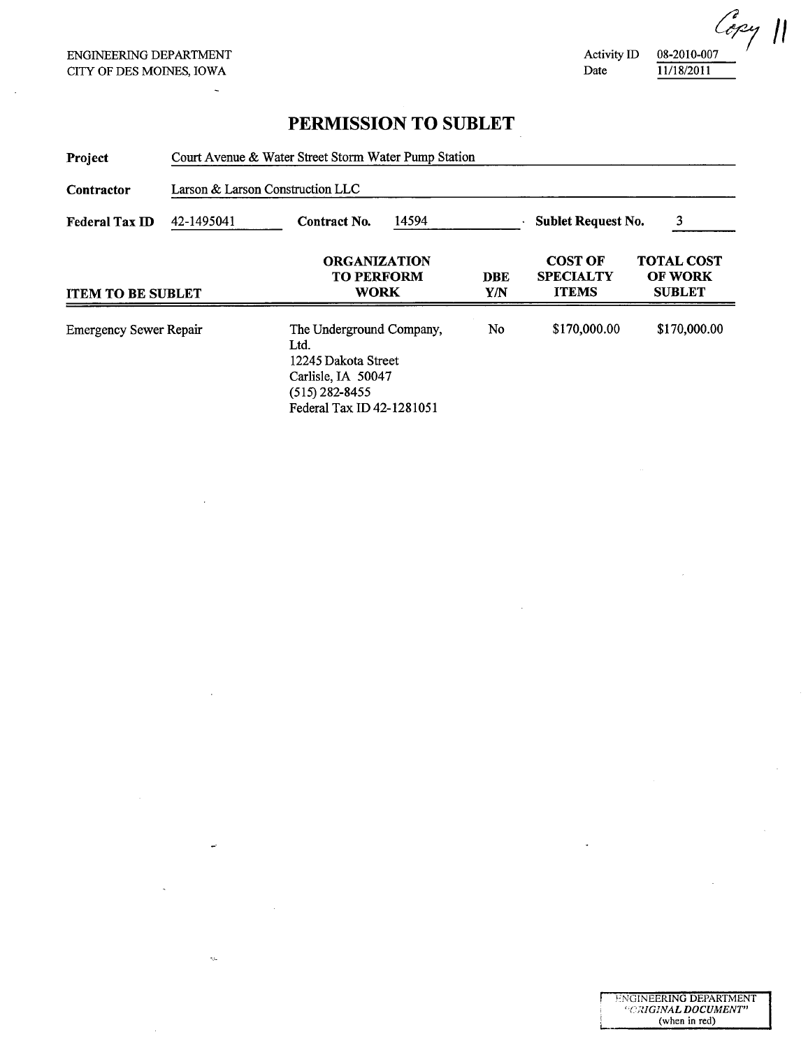Copy 11

ENGINEERING DEPARTMENT
CITY OF DES MOINES, IOWA

Activity ID 08-2010-007
Date 11/18/2011

# PERMISSION TO SUBLET

**Project** Court Avenue & Water Street Storm Water Pump Station

**Contractor** Larson & Larson Construction LLC

**Federal Tax ID** 42-1495041 **Contract No.** 14594 **Sublet Request No.** 3

| ITEM TO BE SUBLET | ORGANIZATION TO PERFORM WORK | DBE Y/N | COST OF SPECIALTY ITEMS | TOTAL COST OF WORK SUBLET |
|---|---|---|---|---|
| Emergency Sewer Repair | The Underground Company, Ltd.<br>12245 Dakota Street<br>Carlisle, IA 50047<br>(515) 282-8455<br>Federal Tax ID 42-1281051 | No | $170,000.00 | $170,000.00 |

ENGINEERING DEPARTMENT
"ORIGINAL DOCUMENT"
(when in red)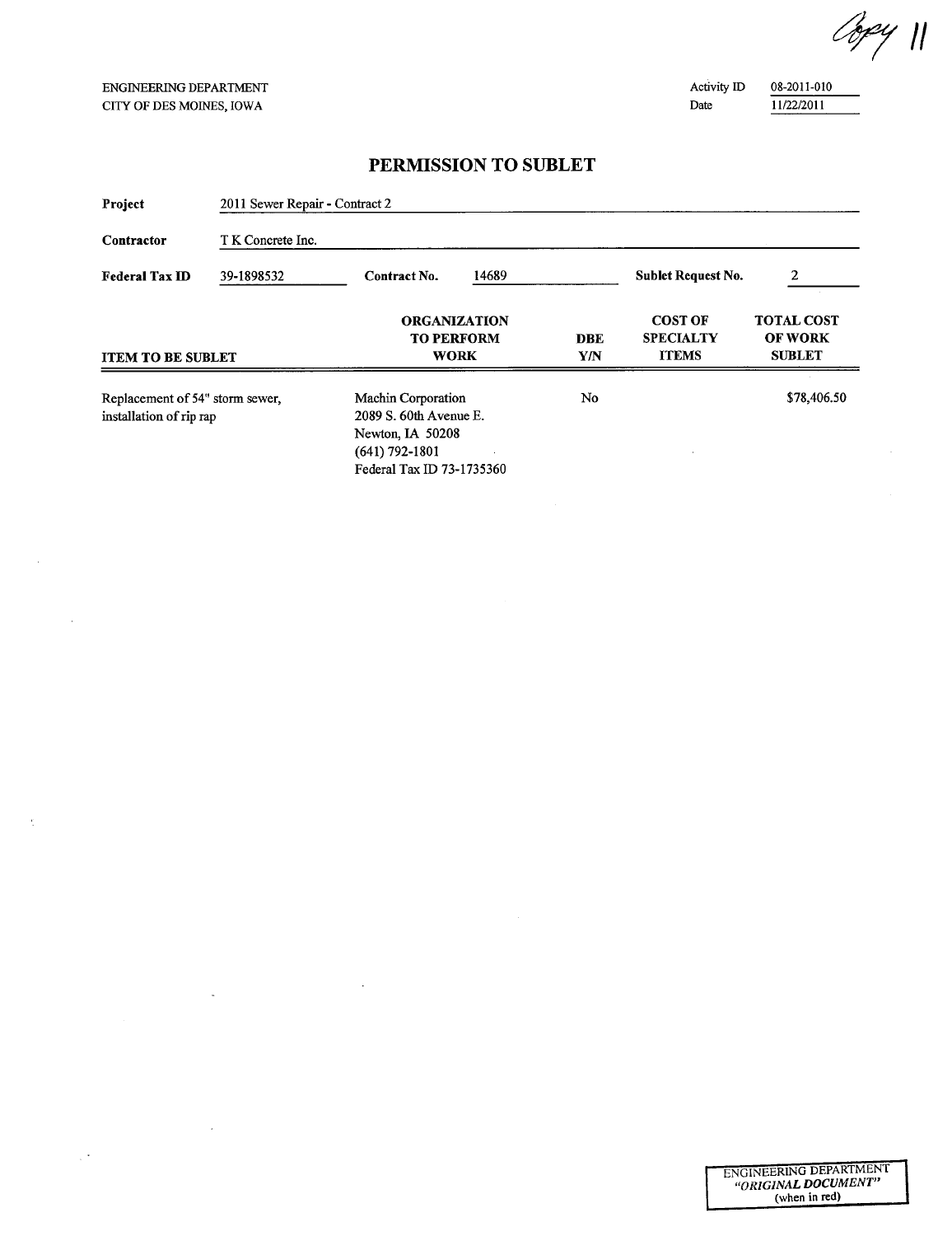Copy 11

ENGINEERING DEPARTMENT
CITY OF DES MOINES, IOWA

Activity ID 08-2011-010
Date 11/22/2011

# PERMISSION TO SUBLET

**Project** 2011 Sewer Repair - Contract 2

**Contractor** T K Concrete Inc.

**Federal Tax ID** 39-1898532 **Contract No.** 14689 **Sublet Request No.** 2

| ITEM TO BE SUBLET | ORGANIZATION TO PERFORM WORK | DBE Y/N | COST OF SPECIALTY ITEMS | TOTAL COST OF WORK SUBLET |
|---|---|---|---|---|
| Replacement of 54" storm sewer, installation of rip rap | Machin Corporation<br>2089 S. 60th Avenue E.<br>Newton, IA 50208<br>(641) 792-1801<br>Federal Tax ID 73-1735360 | No | | $78,406.50 |

ENGINEERING DEPARTMENT
*"ORIGINAL DOCUMENT"*
(when in red)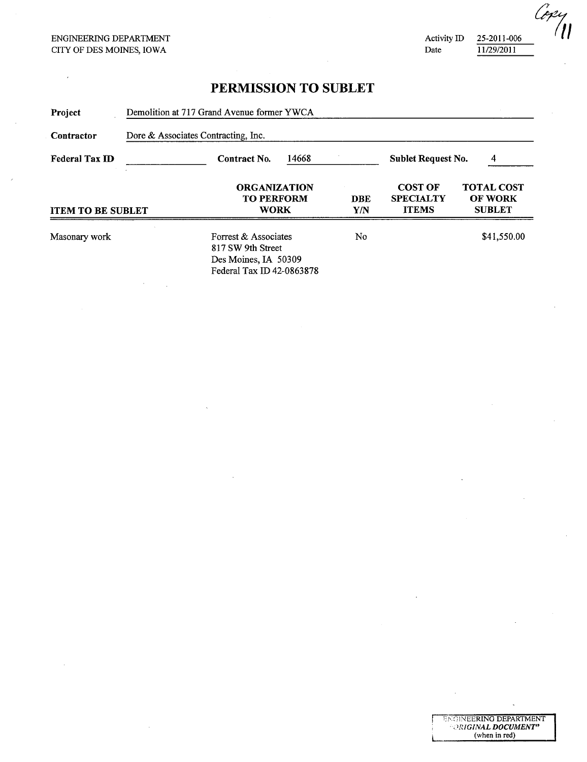ENGINEERING DEPARTMENT
CITY OF DES MOINES, IOWA

Activity ID 25-2011-006
Date 11/29/2011

Copy 11

# PERMISSION TO SUBLET

**Project** Demolition at 717 Grand Avenue former YWCA

**Contractor** Dore & Associates Contracting, Inc.

**Federal Tax ID** ______ **Contract No.** 14668 **Sublet Request No.** 4

| ITEM TO BE SUBLET | ORGANIZATION TO PERFORM WORK | DBE Y/N | COST OF SPECIALTY ITEMS | TOTAL COST OF WORK SUBLET |
|---|---|---|---|---|
| Masonary work | Forrest & Associates<br>817 SW 9th Street<br>Des Moines, IA 50309<br>Federal Tax ID 42-0863878 | No | | $41,550.00 |

ENGINEERING DEPARTMENT
"ORIGINAL DOCUMENT"
(when in red)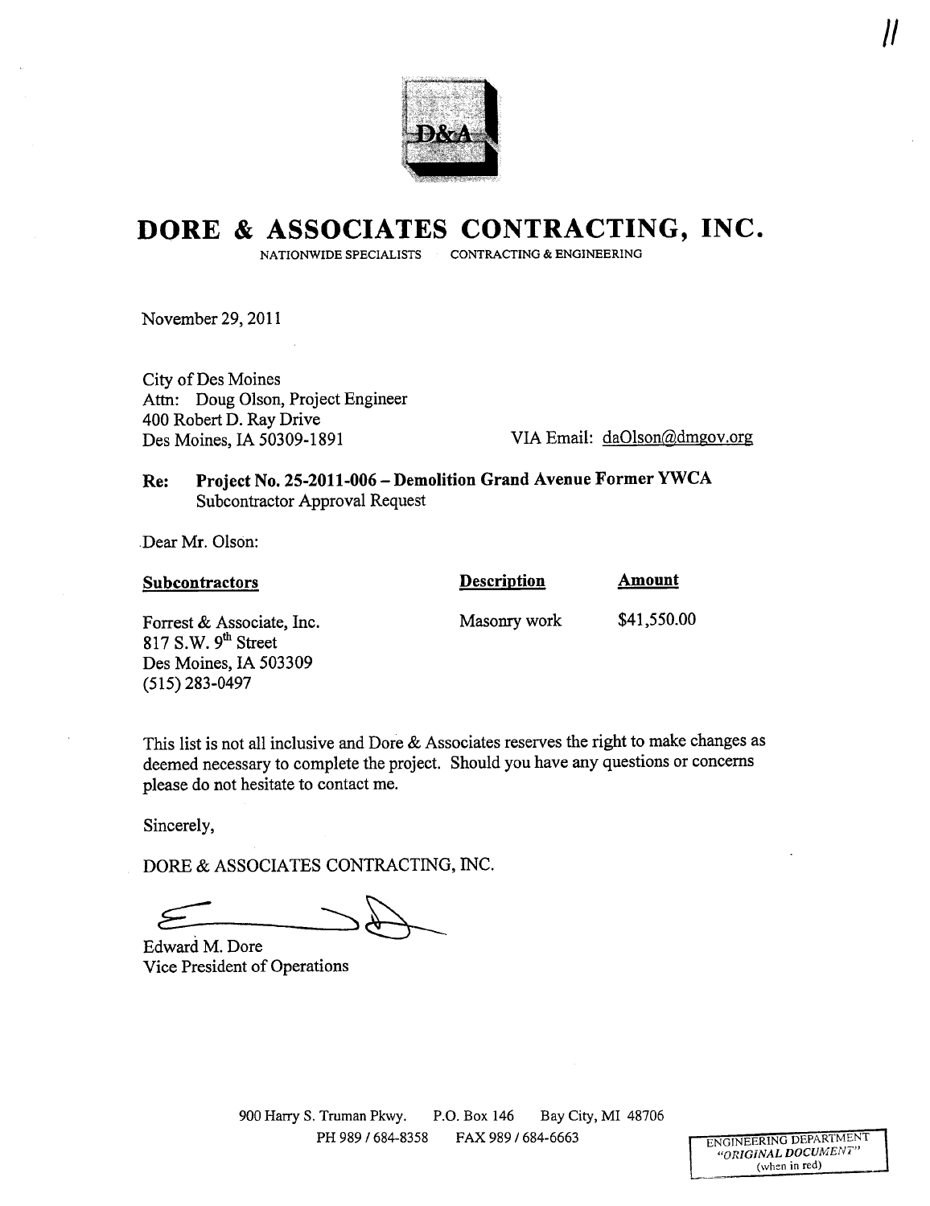# DORE & ASSOCIATES CONTRACTING, INC.

NATIONWIDE SPECIALISTS CONTRACTING & ENGINEERING

November 29, 2011

City of Des Moines
Attn: Doug Olson, Project Engineer
400 Robert D. Ray Drive
Des Moines, IA 50309-1891

VIA Email: daOlson@dmgov.org

**Re: Project No. 25-2011-006 – Demolition Grand Avenue Former YWCA**
Subcontractor Approval Request

Dear Mr. Olson:

| **Subcontractors** | **Description** | **Amount** |
|---|---|---|
| Forrest & Associate, Inc.<br>817 S.W. 9th Street<br>Des Moines, IA 503309<br>(515) 283-0497 | Masonry work | $41,550.00 |

This list is not all inclusive and Dore & Associates reserves the right to make changes as deemed necessary to complete the project. Should you have any questions or concerns please do not hesitate to contact me.

Sincerely,

DORE & ASSOCIATES CONTRACTING, INC.

Edward M. Dore
Vice President of Operations

900 Harry S. Truman Pkwy. P.O. Box 146 Bay City, MI 48706
PH 989 / 684-8358 FAX 989 / 684-6663

ENGINEERING DEPARTMENT
*"ORIGINAL DOCUMENT"*
(when in red)